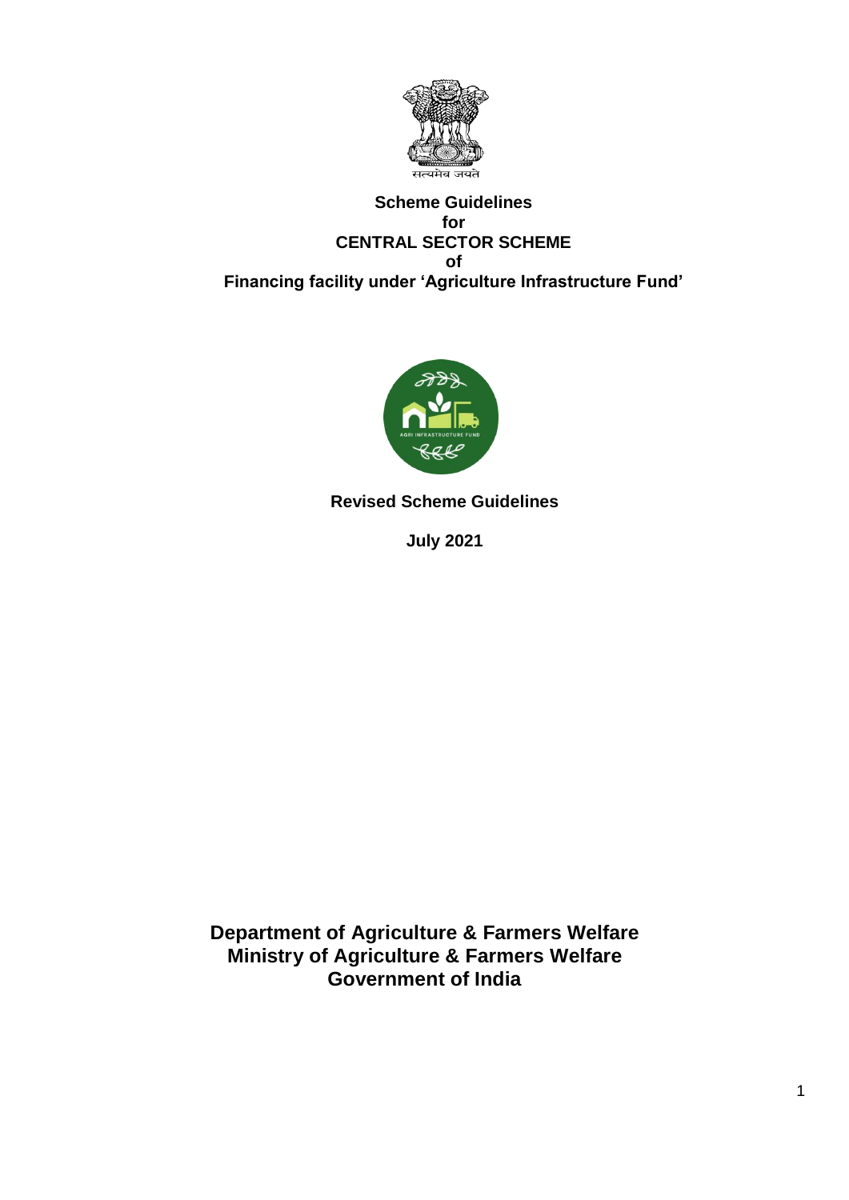सत्यमेव जयते

**Scheme Guidelines**
**for**
**CENTRAL SECTOR SCHEME**
**of**
**Financing facility under 'Agriculture Infrastructure Fund'**

AGRI INFRASTRUCTURE FUND

**Revised Scheme Guidelines**

**July 2021**

**Department of Agriculture & Farmers Welfare**
**Ministry of Agriculture & Farmers Welfare**
**Government of India**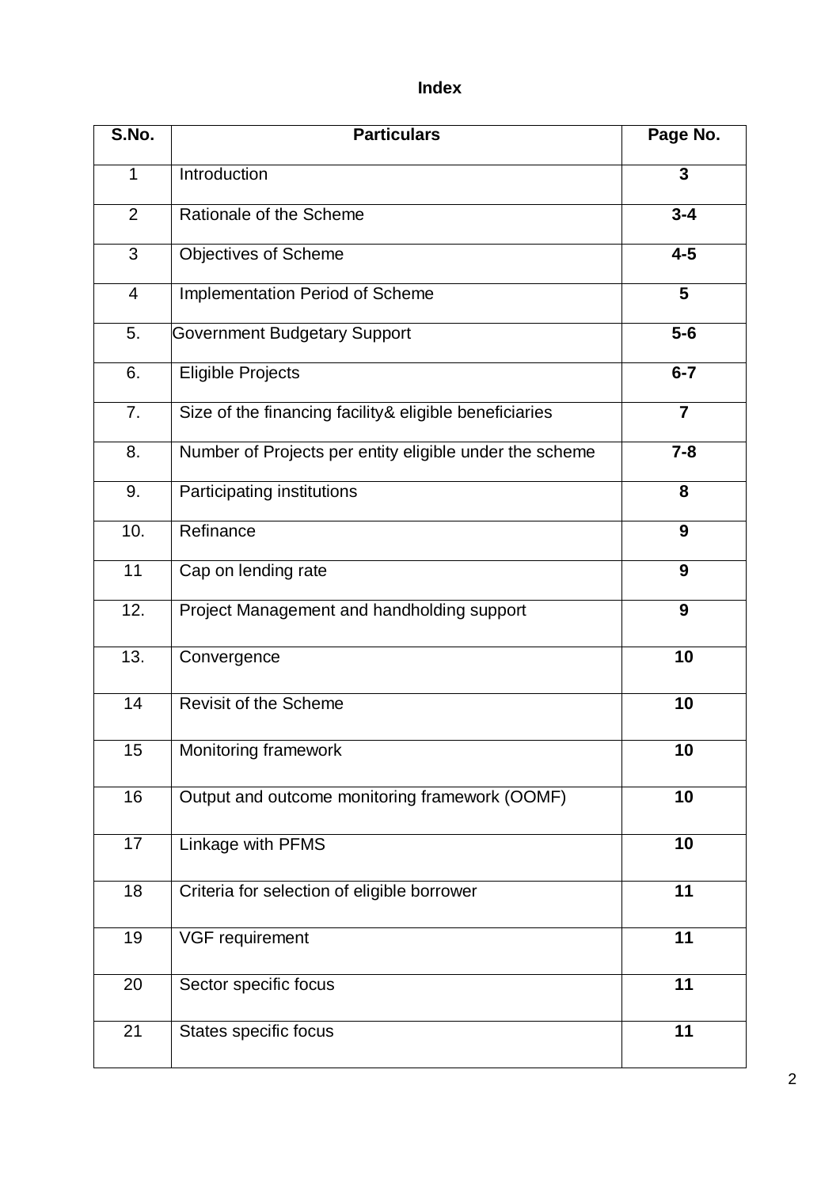# Index

| S.No. | Particulars | Page No. |
|---|---|---|
| 1 | Introduction | **3** |
| 2 | Rationale of the Scheme | **3-4** |
| 3 | Objectives of Scheme | **4-5** |
| 4 | Implementation Period of Scheme | **5** |
| 5. | Government Budgetary Support | **5-6** |
| 6. | Eligible Projects | **6-7** |
| 7. | Size of the financing facility& eligible beneficiaries | **7** |
| 8. | Number of Projects per entity eligible under the scheme | **7-8** |
| 9. | Participating institutions | **8** |
| 10. | Refinance | **9** |
| 11 | Cap on lending rate | **9** |
| 12. | Project Management and handholding support | **9** |
| 13. | Convergence | **10** |
| 14 | Revisit of the Scheme | **10** |
| 15 | Monitoring framework | **10** |
| 16 | Output and outcome monitoring framework (OOMF) | **10** |
| 17 | Linkage with PFMS | **10** |
| 18 | Criteria for selection of eligible borrower | **11** |
| 19 | VGF requirement | **11** |
| 20 | Sector specific focus | **11** |
| 21 | States specific focus | **11** |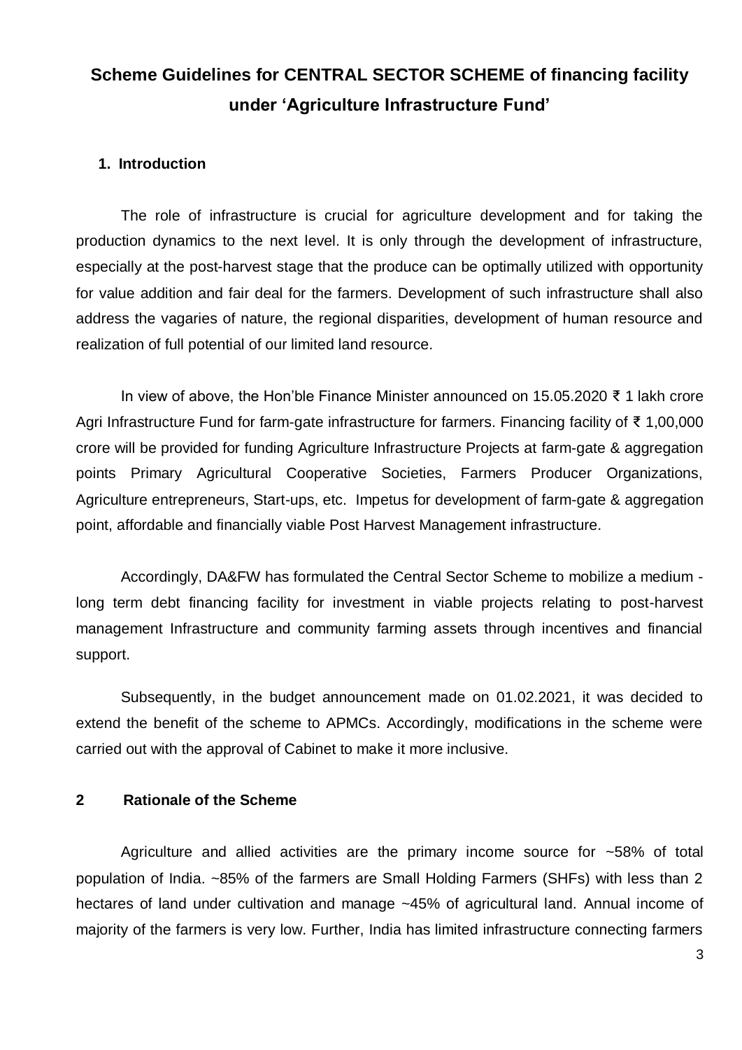# Scheme Guidelines for CENTRAL SECTOR SCHEME of financing facility under 'Agriculture Infrastructure Fund'

## 1. Introduction

The role of infrastructure is crucial for agriculture development and for taking the production dynamics to the next level. It is only through the development of infrastructure, especially at the post-harvest stage that the produce can be optimally utilized with opportunity for value addition and fair deal for the farmers. Development of such infrastructure shall also address the vagaries of nature, the regional disparities, development of human resource and realization of full potential of our limited land resource.

In view of above, the Hon'ble Finance Minister announced on 15.05.2020 ₹ 1 lakh crore Agri Infrastructure Fund for farm-gate infrastructure for farmers. Financing facility of ₹ 1,00,000 crore will be provided for funding Agriculture Infrastructure Projects at farm-gate & aggregation points Primary Agricultural Cooperative Societies, Farmers Producer Organizations, Agriculture entrepreneurs, Start-ups, etc. Impetus for development of farm-gate & aggregation point, affordable and financially viable Post Harvest Management infrastructure.

Accordingly, DA&FW has formulated the Central Sector Scheme to mobilize a medium - long term debt financing facility for investment in viable projects relating to post-harvest management Infrastructure and community farming assets through incentives and financial support.

Subsequently, in the budget announcement made on 01.02.2021, it was decided to extend the benefit of the scheme to APMCs. Accordingly, modifications in the scheme were carried out with the approval of Cabinet to make it more inclusive.

## 2 Rationale of the Scheme

Agriculture and allied activities are the primary income source for ~58% of total population of India. ~85% of the farmers are Small Holding Farmers (SHFs) with less than 2 hectares of land under cultivation and manage ~45% of agricultural land. Annual income of majority of the farmers is very low. Further, India has limited infrastructure connecting farmers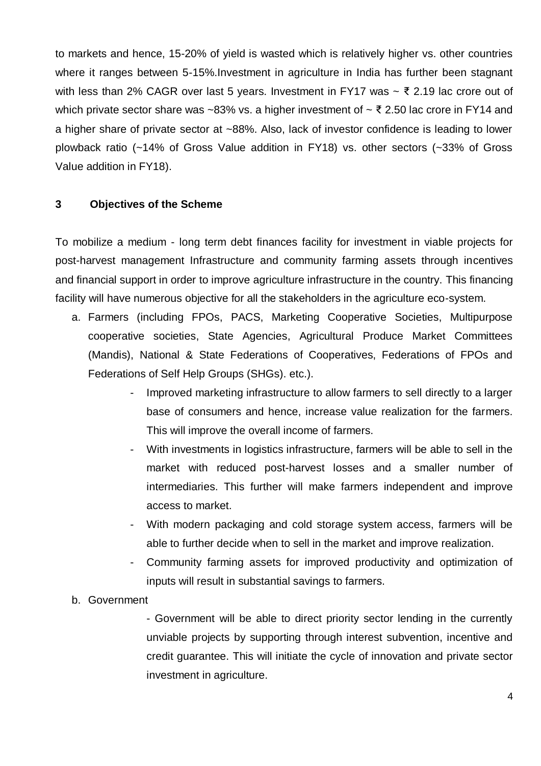to markets and hence, 15-20% of yield is wasted which is relatively higher vs. other countries where it ranges between 5-15%.Investment in agriculture in India has further been stagnant with less than 2% CAGR over last 5 years. Investment in FY17 was ~ ₹ 2.19 lac crore out of which private sector share was ~83% vs. a higher investment of ~ ₹ 2.50 lac crore in FY14 and a higher share of private sector at ~88%. Also, lack of investor confidence is leading to lower plowback ratio (~14% of Gross Value addition in FY18) vs. other sectors (~33% of Gross Value addition in FY18).

## 3 Objectives of the Scheme

To mobilize a medium - long term debt finances facility for investment in viable projects for post-harvest management Infrastructure and community farming assets through incentives and financial support in order to improve agriculture infrastructure in the country. This financing facility will have numerous objective for all the stakeholders in the agriculture eco-system.

a. Farmers (including FPOs, PACS, Marketing Cooperative Societies, Multipurpose cooperative societies, State Agencies, Agricultural Produce Market Committees (Mandis), National & State Federations of Cooperatives, Federations of FPOs and Federations of Self Help Groups (SHGs). etc.).
   - Improved marketing infrastructure to allow farmers to sell directly to a larger base of consumers and hence, increase value realization for the farmers. This will improve the overall income of farmers.
   - With investments in logistics infrastructure, farmers will be able to sell in the market with reduced post-harvest losses and a smaller number of intermediaries. This further will make farmers independent and improve access to market.
   - With modern packaging and cold storage system access, farmers will be able to further decide when to sell in the market and improve realization.
   - Community farming assets for improved productivity and optimization of inputs will result in substantial savings to farmers.

b. Government
   - Government will be able to direct priority sector lending in the currently unviable projects by supporting through interest subvention, incentive and credit guarantee. This will initiate the cycle of innovation and private sector investment in agriculture.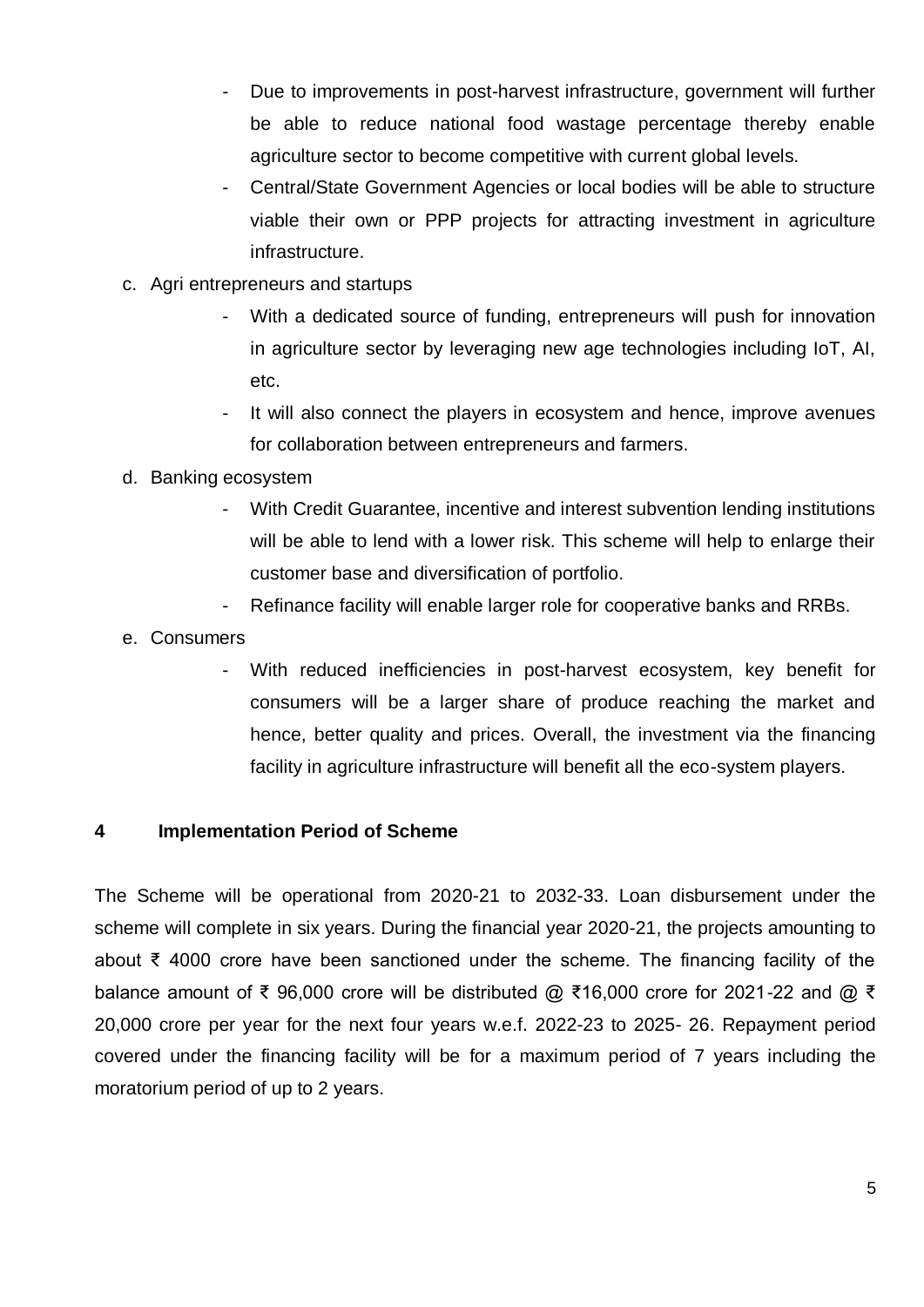- Due to improvements in post-harvest infrastructure, government will further be able to reduce national food wastage percentage thereby enable agriculture sector to become competitive with current global levels.
- Central/State Government Agencies or local bodies will be able to structure viable their own or PPP projects for attracting investment in agriculture infrastructure.

c. Agri entrepreneurs and startups
   - With a dedicated source of funding, entrepreneurs will push for innovation in agriculture sector by leveraging new age technologies including IoT, AI, etc.
   - It will also connect the players in ecosystem and hence, improve avenues for collaboration between entrepreneurs and farmers.

d. Banking ecosystem
   - With Credit Guarantee, incentive and interest subvention lending institutions will be able to lend with a lower risk. This scheme will help to enlarge their customer base and diversification of portfolio.
   - Refinance facility will enable larger role for cooperative banks and RRBs.

e. Consumers
   - With reduced inefficiencies in post-harvest ecosystem, key benefit for consumers will be a larger share of produce reaching the market and hence, better quality and prices. Overall, the investment via the financing facility in agriculture infrastructure will benefit all the eco-system players.

## 4 Implementation Period of Scheme

The Scheme will be operational from 2020-21 to 2032-33. Loan disbursement under the scheme will complete in six years. During the financial year 2020-21, the projects amounting to about ₹ 4000 crore have been sanctioned under the scheme. The financing facility of the balance amount of ₹ 96,000 crore will be distributed @ ₹16,000 crore for 2021-22 and @ ₹ 20,000 crore per year for the next four years w.e.f. 2022-23 to 2025- 26. Repayment period covered under the financing facility will be for a maximum period of 7 years including the moratorium period of up to 2 years.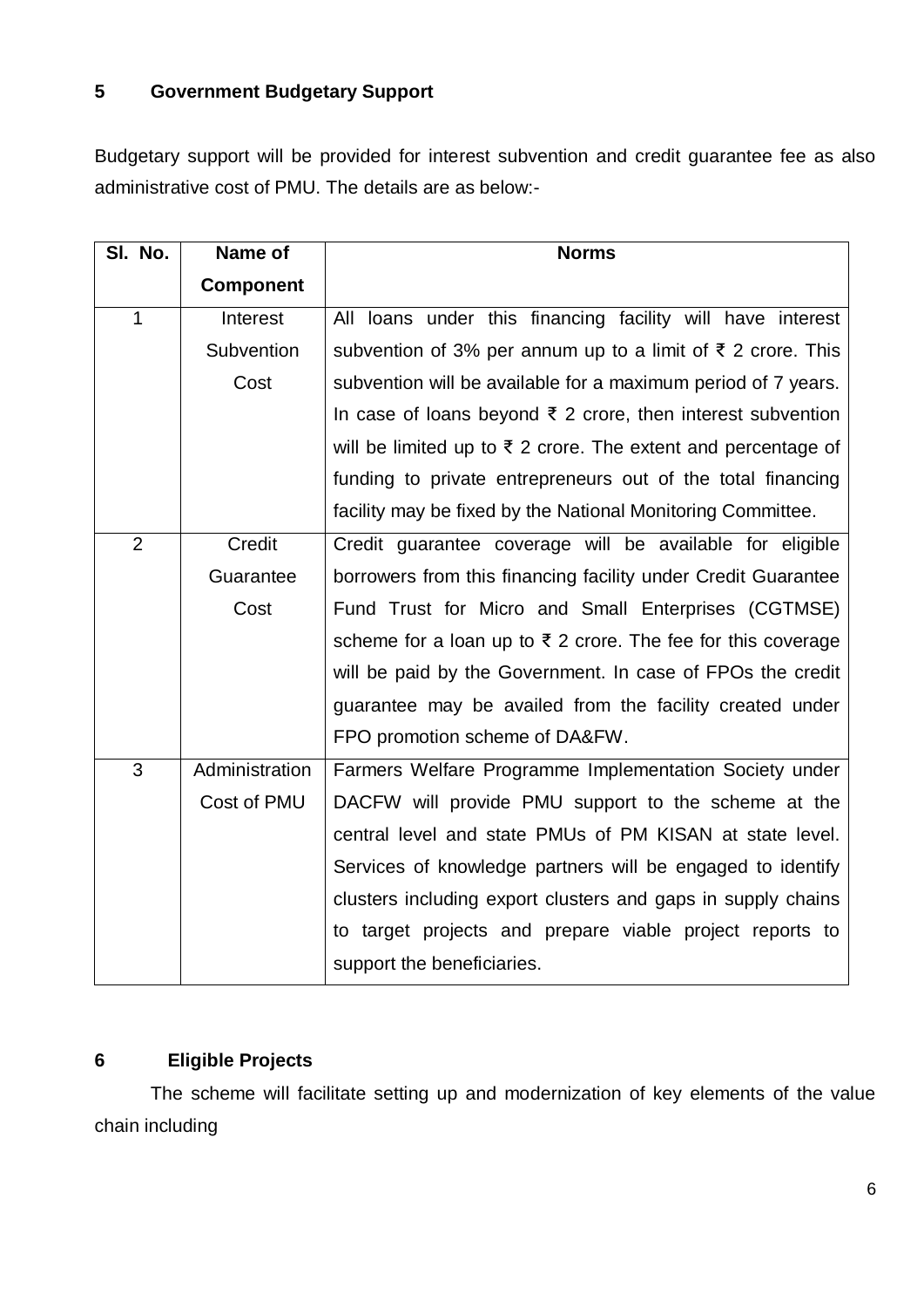## 5 Government Budgetary Support

Budgetary support will be provided for interest subvention and credit guarantee fee as also administrative cost of PMU. The details are as below:-

| Sl. No. | Name of Component | Norms |
|---|---|---|
| 1 | Interest Subvention Cost | All loans under this financing facility will have interest subvention of 3% per annum up to a limit of ₹ 2 crore. This subvention will be available for a maximum period of 7 years. In case of loans beyond ₹ 2 crore, then interest subvention will be limited up to ₹ 2 crore. The extent and percentage of funding to private entrepreneurs out of the total financing facility may be fixed by the National Monitoring Committee. |
| 2 | Credit Guarantee Cost | Credit guarantee coverage will be available for eligible borrowers from this financing facility under Credit Guarantee Fund Trust for Micro and Small Enterprises (CGTMSE) scheme for a loan up to ₹ 2 crore. The fee for this coverage will be paid by the Government. In case of FPOs the credit guarantee may be availed from the facility created under FPO promotion scheme of DA&FW. |
| 3 | Administration Cost of PMU | Farmers Welfare Programme Implementation Society under DACFW will provide PMU support to the scheme at the central level and state PMUs of PM KISAN at state level. Services of knowledge partners will be engaged to identify clusters including export clusters and gaps in supply chains to target projects and prepare viable project reports to support the beneficiaries. |

## 6 Eligible Projects

The scheme will facilitate setting up and modernization of key elements of the value chain including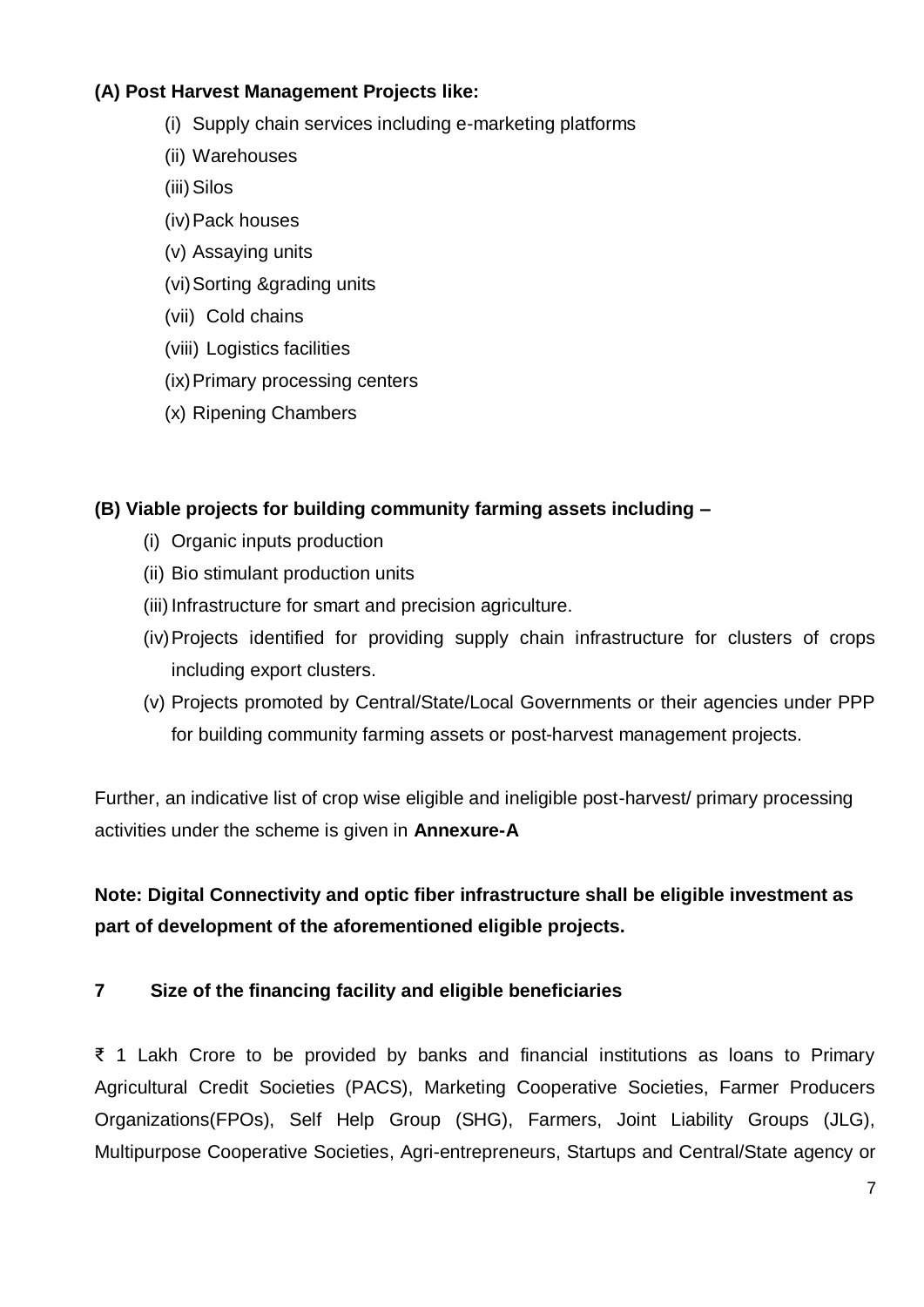**(A) Post Harvest Management Projects like:**

(i) Supply chain services including e-marketing platforms
(ii) Warehouses
(iii) Silos
(iv) Pack houses
(v) Assaying units
(vi) Sorting &grading units
(vii) Cold chains
(viii) Logistics facilities
(ix) Primary processing centers
(x) Ripening Chambers

**(B) Viable projects for building community farming assets including –**

(i) Organic inputs production
(ii) Bio stimulant production units
(iii) Infrastructure for smart and precision agriculture.
(iv) Projects identified for providing supply chain infrastructure for clusters of crops including export clusters.
(v) Projects promoted by Central/State/Local Governments or their agencies under PPP for building community farming assets or post-harvest management projects.

Further, an indicative list of crop wise eligible and ineligible post-harvest/ primary processing activities under the scheme is given in **Annexure-A**

**Note: Digital Connectivity and optic fiber infrastructure shall be eligible investment as part of development of the aforementioned eligible projects.**

## 7 Size of the financing facility and eligible beneficiaries

₹ 1 Lakh Crore to be provided by banks and financial institutions as loans to Primary Agricultural Credit Societies (PACS), Marketing Cooperative Societies, Farmer Producers Organizations(FPOs), Self Help Group (SHG), Farmers, Joint Liability Groups (JLG), Multipurpose Cooperative Societies, Agri-entrepreneurs, Startups and Central/State agency or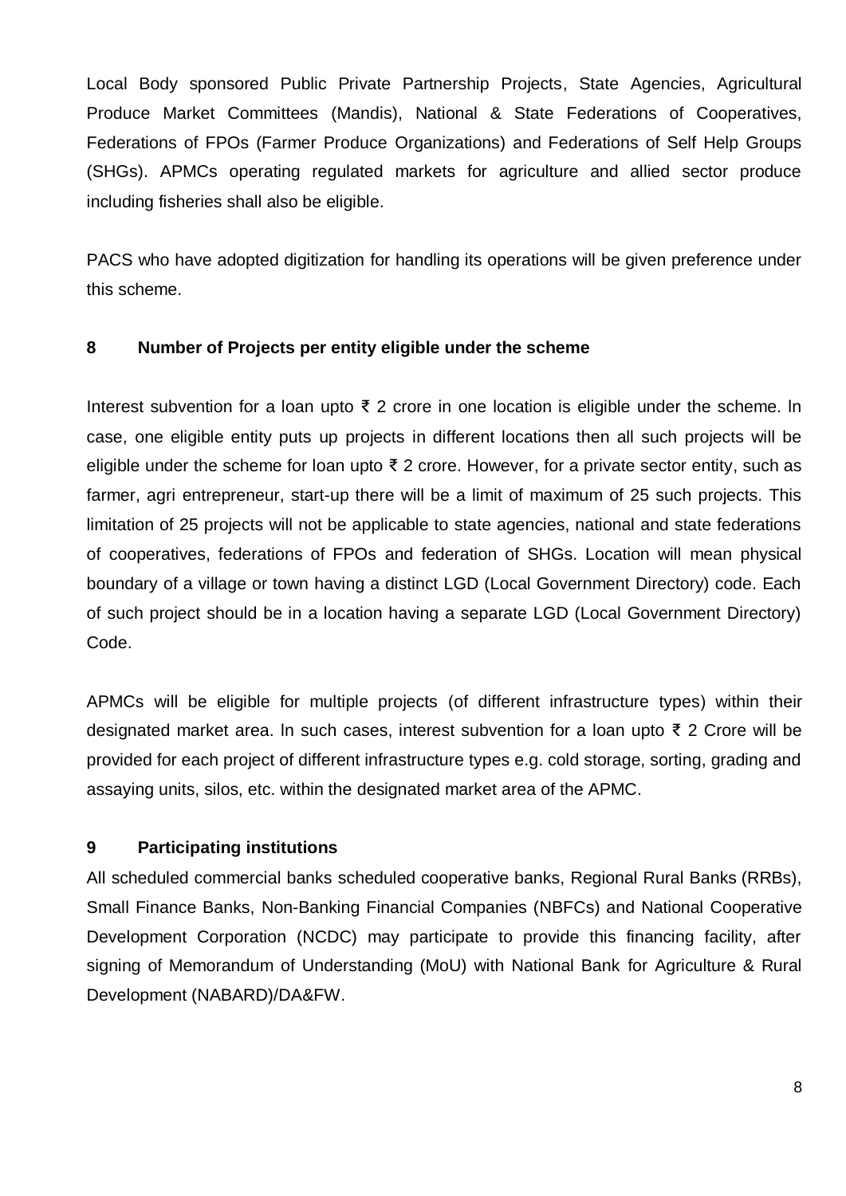Local Body sponsored Public Private Partnership Projects, State Agencies, Agricultural Produce Market Committees (Mandis), National & State Federations of Cooperatives, Federations of FPOs (Farmer Produce Organizations) and Federations of Self Help Groups (SHGs). APMCs operating regulated markets for agriculture and allied sector produce including fisheries shall also be eligible.

PACS who have adopted digitization for handling its operations will be given preference under this scheme.

## 8 Number of Projects per entity eligible under the scheme

Interest subvention for a loan upto ₹ 2 crore in one location is eligible under the scheme. In case, one eligible entity puts up projects in different locations then all such projects will be eligible under the scheme for loan upto ₹ 2 crore. However, for a private sector entity, such as farmer, agri entrepreneur, start-up there will be a limit of maximum of 25 such projects. This limitation of 25 projects will not be applicable to state agencies, national and state federations of cooperatives, federations of FPOs and federation of SHGs. Location will mean physical boundary of a village or town having a distinct LGD (Local Government Directory) code. Each of such project should be in a location having a separate LGD (Local Government Directory) Code.

APMCs will be eligible for multiple projects (of different infrastructure types) within their designated market area. In such cases, interest subvention for a loan upto ₹ 2 Crore will be provided for each project of different infrastructure types e.g. cold storage, sorting, grading and assaying units, silos, etc. within the designated market area of the APMC.

## 9 Participating institutions

All scheduled commercial banks scheduled cooperative banks, Regional Rural Banks (RRBs), Small Finance Banks, Non-Banking Financial Companies (NBFCs) and National Cooperative Development Corporation (NCDC) may participate to provide this financing facility, after signing of Memorandum of Understanding (MoU) with National Bank for Agriculture & Rural Development (NABARD)/DA&FW.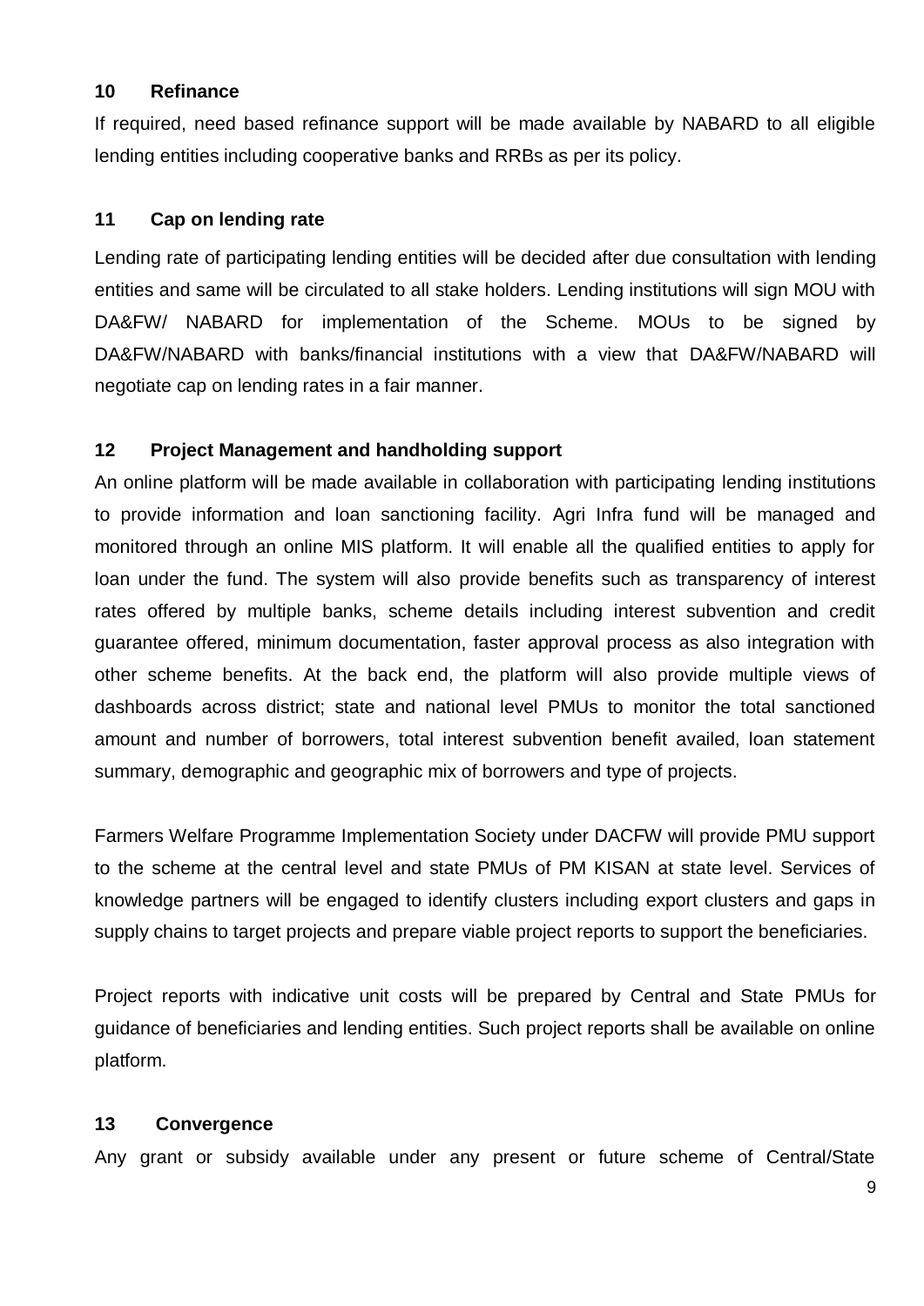## 10 Refinance

If required, need based refinance support will be made available by NABARD to all eligible lending entities including cooperative banks and RRBs as per its policy.

## 11 Cap on lending rate

Lending rate of participating lending entities will be decided after due consultation with lending entities and same will be circulated to all stake holders. Lending institutions will sign MOU with DA&FW/ NABARD for implementation of the Scheme. MOUs to be signed by DA&FW/NABARD with banks/financial institutions with a view that DA&FW/NABARD will negotiate cap on lending rates in a fair manner.

## 12 Project Management and handholding support

An online platform will be made available in collaboration with participating lending institutions to provide information and loan sanctioning facility. Agri Infra fund will be managed and monitored through an online MIS platform. It will enable all the qualified entities to apply for loan under the fund. The system will also provide benefits such as transparency of interest rates offered by multiple banks, scheme details including interest subvention and credit guarantee offered, minimum documentation, faster approval process as also integration with other scheme benefits. At the back end, the platform will also provide multiple views of dashboards across district; state and national level PMUs to monitor the total sanctioned amount and number of borrowers, total interest subvention benefit availed, loan statement summary, demographic and geographic mix of borrowers and type of projects.

Farmers Welfare Programme Implementation Society under DACFW will provide PMU support to the scheme at the central level and state PMUs of PM KISAN at state level. Services of knowledge partners will be engaged to identify clusters including export clusters and gaps in supply chains to target projects and prepare viable project reports to support the beneficiaries.

Project reports with indicative unit costs will be prepared by Central and State PMUs for guidance of beneficiaries and lending entities. Such project reports shall be available on online platform.

## 13 Convergence

Any grant or subsidy available under any present or future scheme of Central/State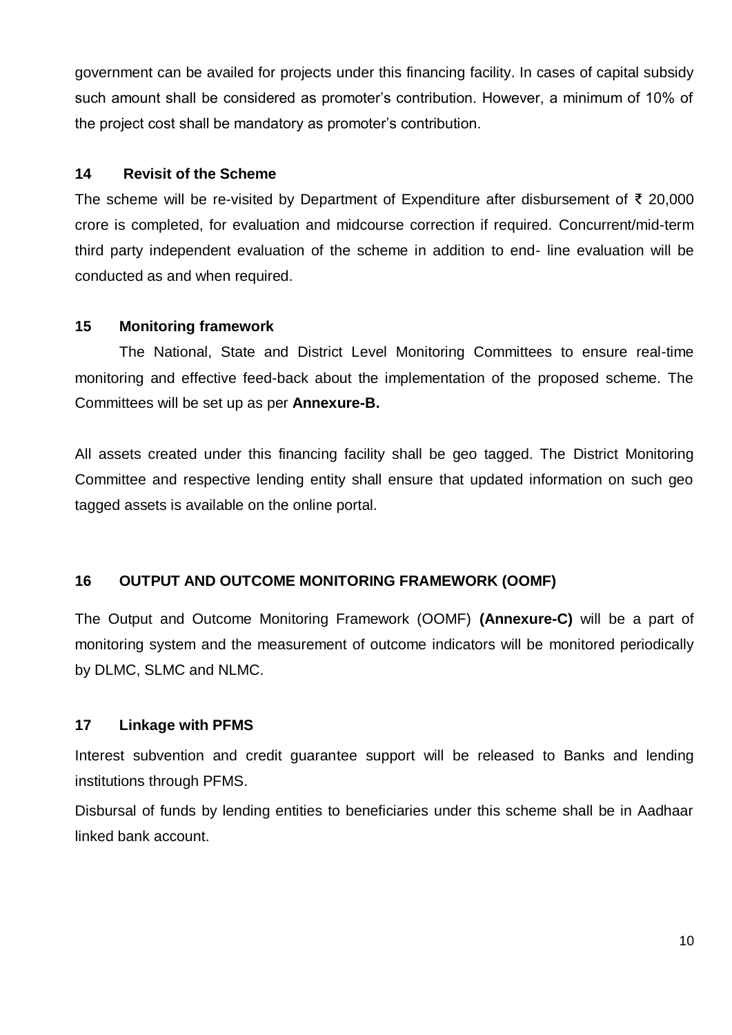government can be availed for projects under this financing facility. In cases of capital subsidy such amount shall be considered as promoter's contribution. However, a minimum of 10% of the project cost shall be mandatory as promoter's contribution.

### 14 Revisit of the Scheme

The scheme will be re-visited by Department of Expenditure after disbursement of ₹ 20,000 crore is completed, for evaluation and midcourse correction if required. Concurrent/mid-term third party independent evaluation of the scheme in addition to end- line evaluation will be conducted as and when required.

### 15 Monitoring framework

The National, State and District Level Monitoring Committees to ensure real-time monitoring and effective feed-back about the implementation of the proposed scheme. The Committees will be set up as per **Annexure-B.**

All assets created under this financing facility shall be geo tagged. The District Monitoring Committee and respective lending entity shall ensure that updated information on such geo tagged assets is available on the online portal.

### 16 OUTPUT AND OUTCOME MONITORING FRAMEWORK (OOMF)

The Output and Outcome Monitoring Framework (OOMF) **(Annexure-C)** will be a part of monitoring system and the measurement of outcome indicators will be monitored periodically by DLMC, SLMC and NLMC.

### 17 Linkage with PFMS

Interest subvention and credit guarantee support will be released to Banks and lending institutions through PFMS.

Disbursal of funds by lending entities to beneficiaries under this scheme shall be in Aadhaar linked bank account.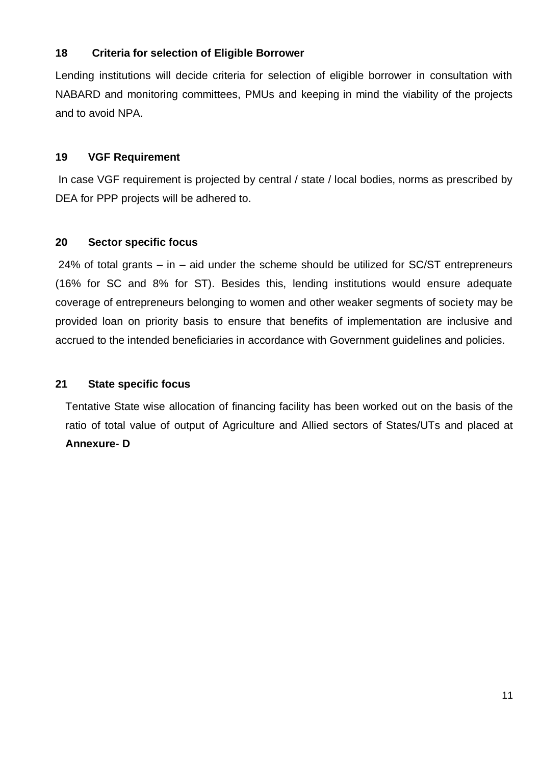### 18 Criteria for selection of Eligible Borrower

Lending institutions will decide criteria for selection of eligible borrower in consultation with NABARD and monitoring committees, PMUs and keeping in mind the viability of the projects and to avoid NPA.

### 19 VGF Requirement

In case VGF requirement is projected by central / state / local bodies, norms as prescribed by DEA for PPP projects will be adhered to.

### 20 Sector specific focus

24% of total grants – in – aid under the scheme should be utilized for SC/ST entrepreneurs (16% for SC and 8% for ST). Besides this, lending institutions would ensure adequate coverage of entrepreneurs belonging to women and other weaker segments of society may be provided loan on priority basis to ensure that benefits of implementation are inclusive and accrued to the intended beneficiaries in accordance with Government guidelines and policies.

### 21 State specific focus

Tentative State wise allocation of financing facility has been worked out on the basis of the ratio of total value of output of Agriculture and Allied sectors of States/UTs and placed at **Annexure- D**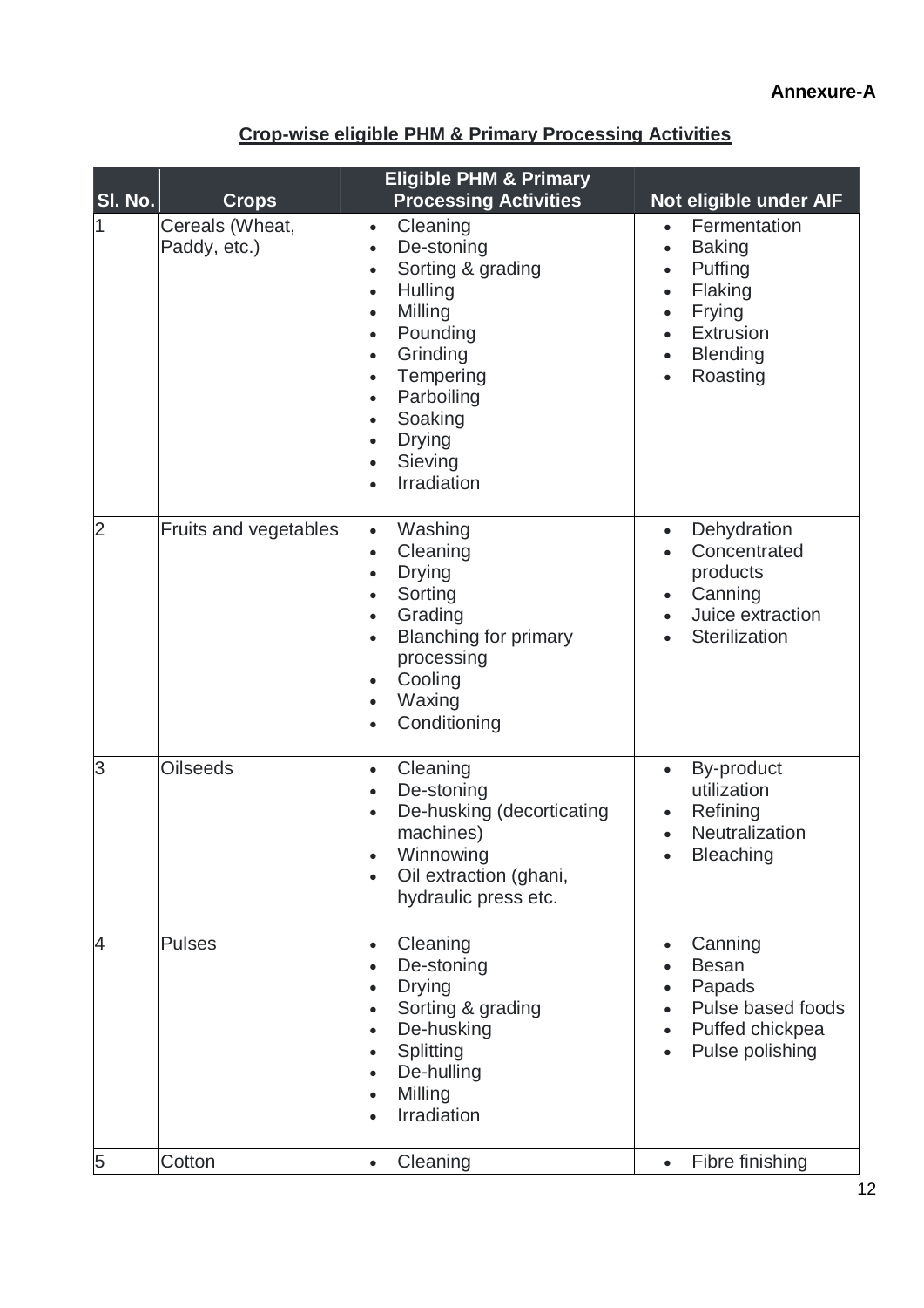**Annexure-A**

## Crop-wise eligible PHM & Primary Processing Activities

| Sl. No. | Crops | Eligible PHM & Primary Processing Activities | Not eligible under AIF |
|---|---|---|---|
| 1 | Cereals (Wheat, Paddy, etc.) | • Cleaning<br>• De-stoning<br>• Sorting & grading<br>• Hulling<br>• Milling<br>• Pounding<br>• Grinding<br>• Tempering<br>• Parboiling<br>• Soaking<br>• Drying<br>• Sieving<br>• Irradiation | • Fermentation<br>• Baking<br>• Puffing<br>• Flaking<br>• Frying<br>• Extrusion<br>• Blending<br>• Roasting |
| 2 | Fruits and vegetables | • Washing<br>• Cleaning<br>• Drying<br>• Sorting<br>• Grading<br>• Blanching for primary processing<br>• Cooling<br>• Waxing<br>• Conditioning | • Dehydration<br>• Concentrated products<br>• Canning<br>• Juice extraction<br>• Sterilization |
| 3 | Oilseeds | • Cleaning<br>• De-stoning<br>• De-husking (decorticating machines)<br>• Winnowing<br>• Oil extraction (ghani, hydraulic press etc. | • By-product utilization<br>• Refining<br>• Neutralization<br>• Bleaching |
| 4 | Pulses | • Cleaning<br>• De-stoning<br>• Drying<br>• Sorting & grading<br>• De-husking<br>• Splitting<br>• De-hulling<br>• Milling<br>• Irradiation | • Canning<br>• Besan<br>• Papads<br>• Pulse based foods<br>• Puffed chickpea<br>• Pulse polishing |
| 5 | Cotton | • Cleaning | • Fibre finishing |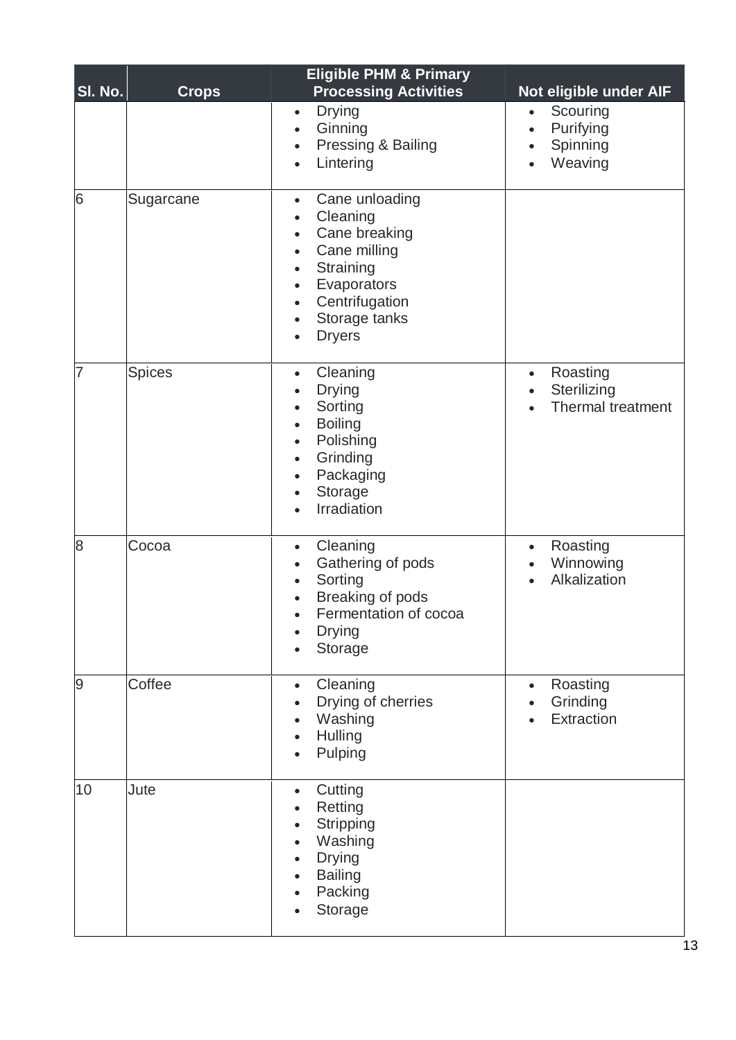| Sl. No. | Crops | Eligible PHM & Primary Processing Activities | Not eligible under AIF |
|---|---|---|---|
| | | • Drying<br>• Ginning<br>• Pressing & Bailing<br>• Lintering | • Scouring<br>• Purifying<br>• Spinning<br>• Weaving |
| 6 | Sugarcane | • Cane unloading<br>• Cleaning<br>• Cane breaking<br>• Cane milling<br>• Straining<br>• Evaporators<br>• Centrifugation<br>• Storage tanks<br>• Dryers | |
| 7 | Spices | • Cleaning<br>• Drying<br>• Sorting<br>• Boiling<br>• Polishing<br>• Grinding<br>• Packaging<br>• Storage<br>• Irradiation | • Roasting<br>• Sterilizing<br>• Thermal treatment |
| 8 | Cocoa | • Cleaning<br>• Gathering of pods<br>• Sorting<br>• Breaking of pods<br>• Fermentation of cocoa<br>• Drying<br>• Storage | • Roasting<br>• Winnowing<br>• Alkalization |
| 9 | Coffee | • Cleaning<br>• Drying of cherries<br>• Washing<br>• Hulling<br>• Pulping | • Roasting<br>• Grinding<br>• Extraction |
| 10 | Jute | • Cutting<br>• Retting<br>• Stripping<br>• Washing<br>• Drying<br>• Bailing<br>• Packing<br>• Storage | |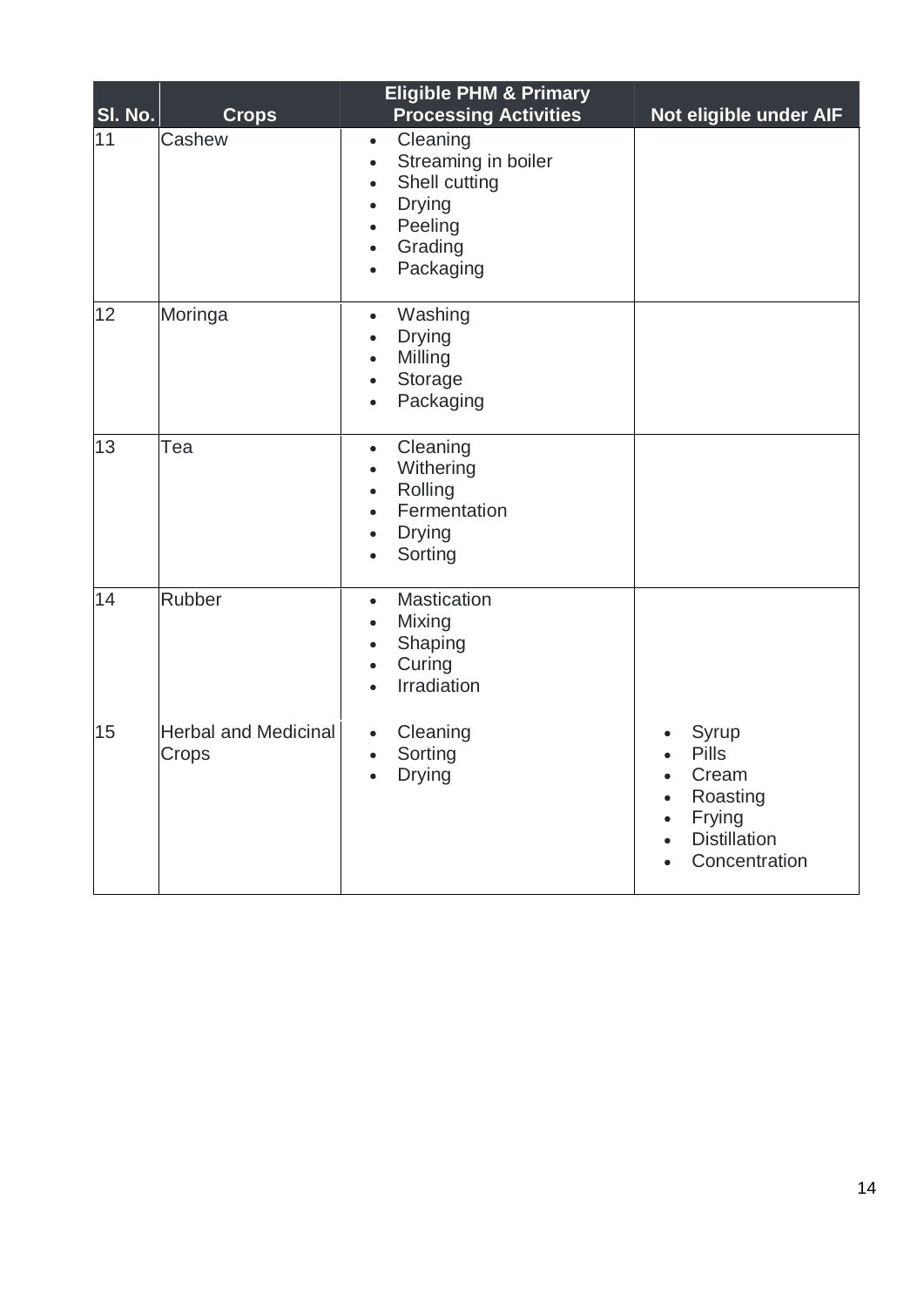| Sl. No. | Crops | Eligible PHM & Primary Processing Activities | Not eligible under AIF |
|---|---|---|---|
| 11 | Cashew | • Cleaning<br>• Streaming in boiler<br>• Shell cutting<br>• Drying<br>• Peeling<br>• Grading<br>• Packaging | |
| 12 | Moringa | • Washing<br>• Drying<br>• Milling<br>• Storage<br>• Packaging | |
| 13 | Tea | • Cleaning<br>• Withering<br>• Rolling<br>• Fermentation<br>• Drying<br>• Sorting | |
| 14 | Rubber | • Mastication<br>• Mixing<br>• Shaping<br>• Curing<br>• Irradiation | |
| 15 | Herbal and Medicinal Crops | • Cleaning<br>• Sorting<br>• Drying | • Syrup<br>• Pills<br>• Cream<br>• Roasting<br>• Frying<br>• Distillation<br>• Concentration |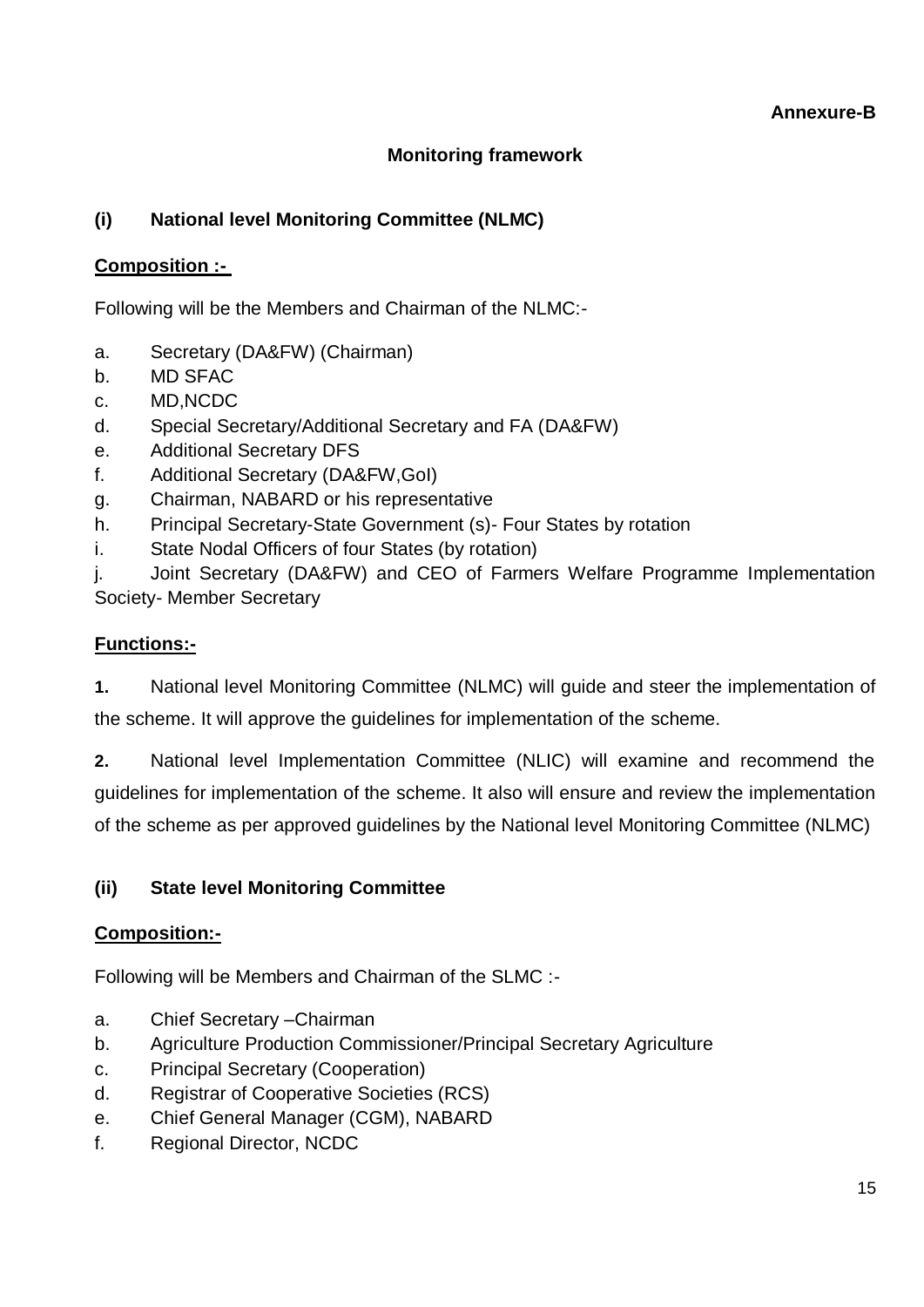**Annexure-B**

## Monitoring framework

### (i) National level Monitoring Committee (NLMC)

**Composition :-**

Following will be the Members and Chairman of the NLMC:-

a. Secretary (DA&FW) (Chairman)
b. MD SFAC
c. MD,NCDC
d. Special Secretary/Additional Secretary and FA (DA&FW)
e. Additional Secretary DFS
f. Additional Secretary (DA&FW,GoI)
g. Chairman, NABARD or his representative
h. Principal Secretary-State Government (s)- Four States by rotation
i. State Nodal Officers of four States (by rotation)
j. Joint Secretary (DA&FW) and CEO of Farmers Welfare Programme Implementation Society- Member Secretary

**Functions:-**

**1.** National level Monitoring Committee (NLMC) will guide and steer the implementation of the scheme. It will approve the guidelines for implementation of the scheme.

**2.** National level Implementation Committee (NLIC) will examine and recommend the guidelines for implementation of the scheme. It also will ensure and review the implementation of the scheme as per approved guidelines by the National level Monitoring Committee (NLMC)

### (ii) State level Monitoring Committee

**Composition:-**

Following will be Members and Chairman of the SLMC :-

a. Chief Secretary –Chairman
b. Agriculture Production Commissioner/Principal Secretary Agriculture
c. Principal Secretary (Cooperation)
d. Registrar of Cooperative Societies (RCS)
e. Chief General Manager (CGM), NABARD
f. Regional Director, NCDC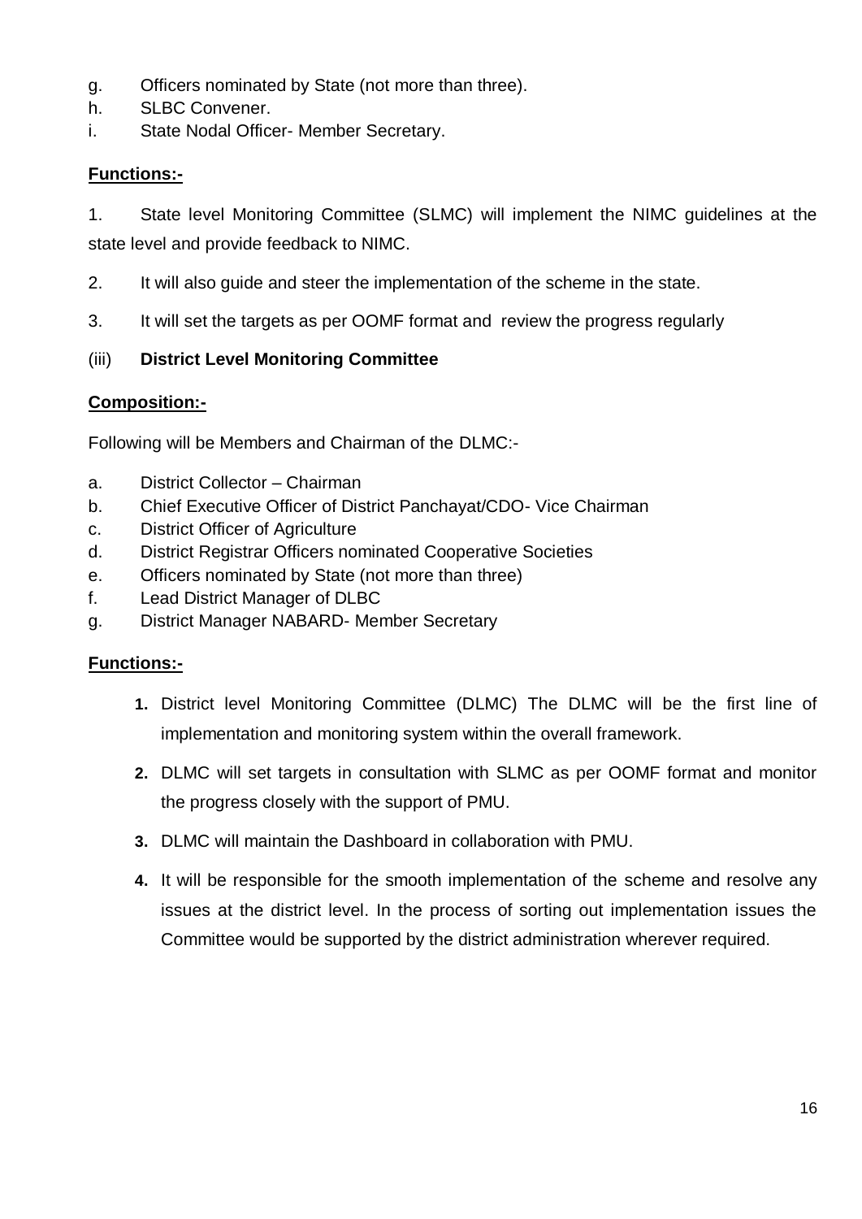g. Officers nominated by State (not more than three).
h. SLBC Convener.
i. State Nodal Officer- Member Secretary.

**Functions:-**

1. State level Monitoring Committee (SLMC) will implement the NIMC guidelines at the state level and provide feedback to NIMC.

2. It will also guide and steer the implementation of the scheme in the state.

3. It will set the targets as per OOMF format and review the progress regularly

(iii) **District Level Monitoring Committee**

**Composition:-**

Following will be Members and Chairman of the DLMC:-

a. District Collector – Chairman
b. Chief Executive Officer of District Panchayat/CDO- Vice Chairman
c. District Officer of Agriculture
d. District Registrar Officers nominated Cooperative Societies
e. Officers nominated by State (not more than three)
f. Lead District Manager of DLBC
g. District Manager NABARD- Member Secretary

**Functions:-**

1. District level Monitoring Committee (DLMC) The DLMC will be the first line of implementation and monitoring system within the overall framework.

2. DLMC will set targets in consultation with SLMC as per OOMF format and monitor the progress closely with the support of PMU.

3. DLMC will maintain the Dashboard in collaboration with PMU.

4. It will be responsible for the smooth implementation of the scheme and resolve any issues at the district level. In the process of sorting out implementation issues the Committee would be supported by the district administration wherever required.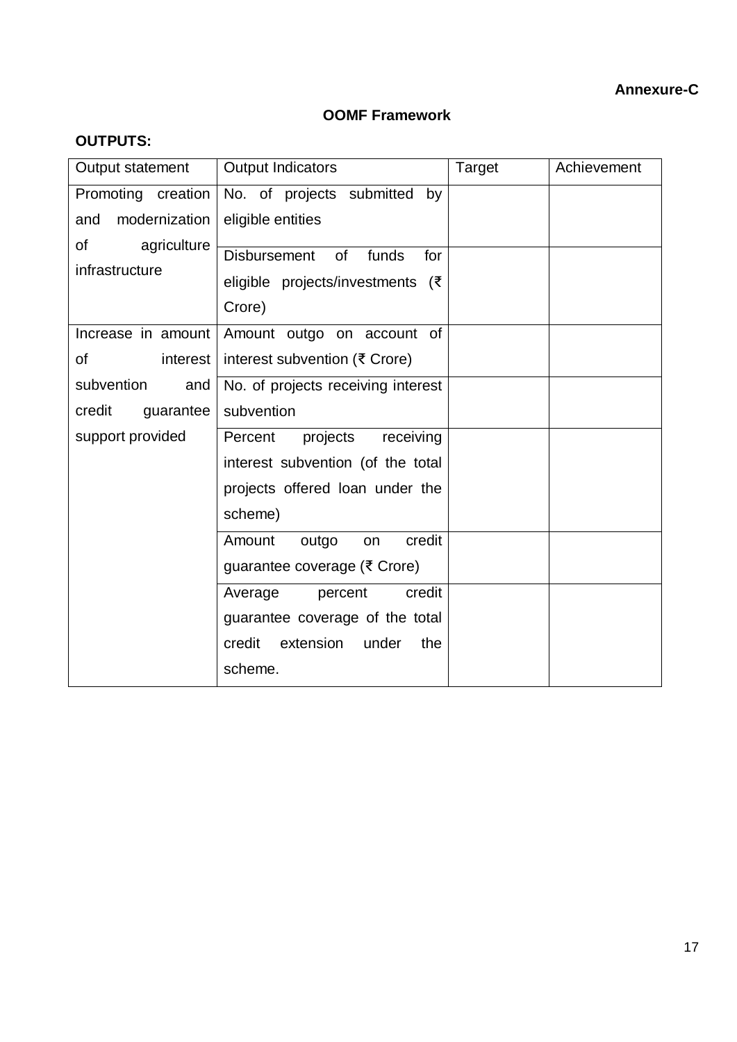**Annexure-C**

**OOMF Framework**

**OUTPUTS:**

| Output statement | Output Indicators | Target | Achievement |
|---|---|---|---|
| Promoting creation and modernization of agriculture infrastructure | No. of projects submitted by eligible entities | | |
| | Disbursement of funds for eligible projects/investments (₹ Crore) | | |
| Increase in amount of interest subvention and credit guarantee support provided | Amount outgo on account of interest subvention (₹ Crore) | | |
| | No. of projects receiving interest subvention | | |
| | Percent projects receiving interest subvention (of the total projects offered loan under the scheme) | | |
| | Amount outgo on credit guarantee coverage (₹ Crore) | | |
| | Average percent credit guarantee coverage of the total credit extension under the scheme. | | |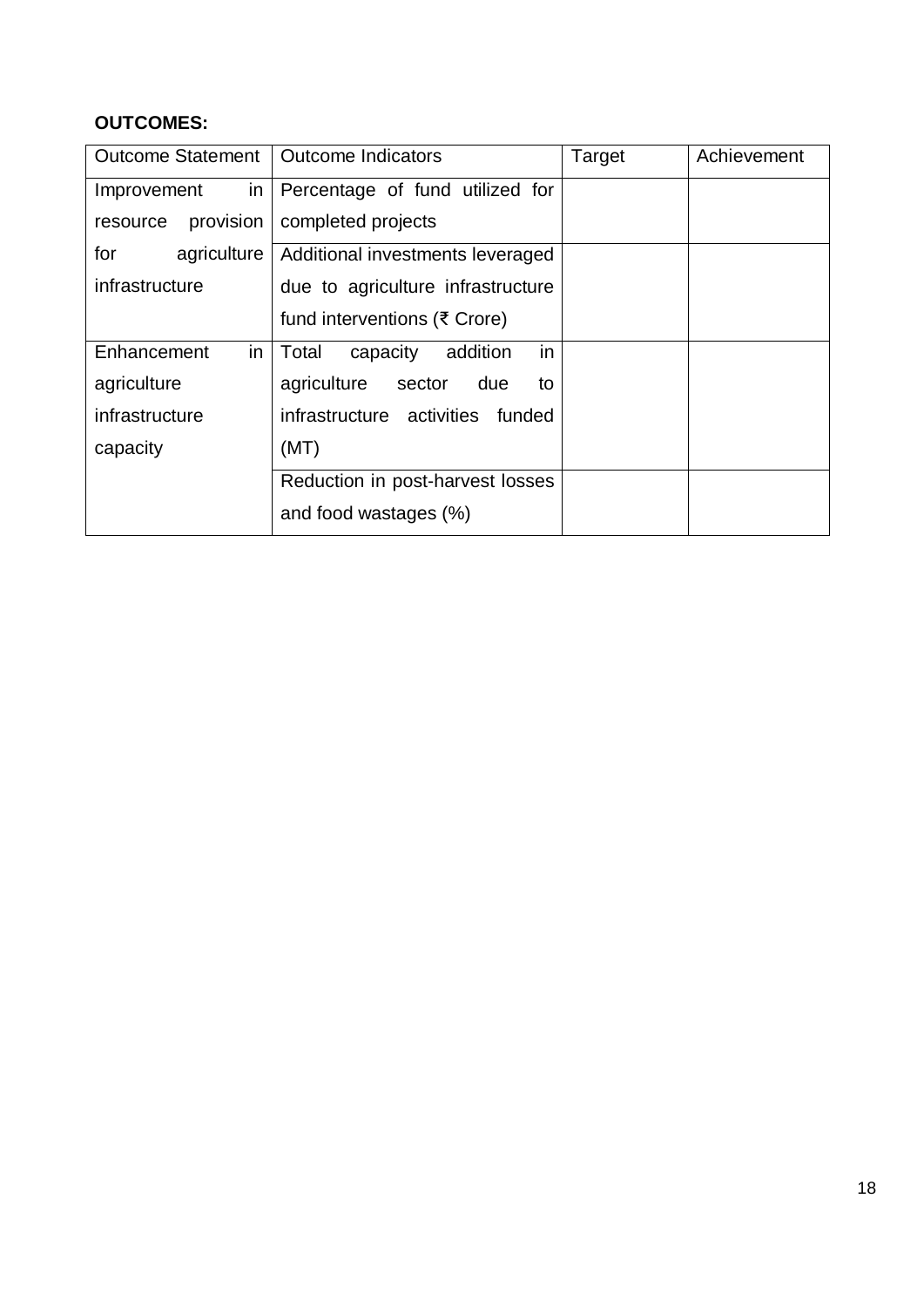**OUTCOMES:**

| Outcome Statement | Outcome Indicators | Target | Achievement |
|---|---|---|---|
| Improvement in resource provision for agriculture infrastructure | Percentage of fund utilized for completed projects | | |
| | Additional investments leveraged due to agriculture infrastructure fund interventions (₹ Crore) | | |
| Enhancement in agriculture infrastructure capacity | Total capacity addition in agriculture sector due to infrastructure activities funded (MT) | | |
| | Reduction in post-harvest losses and food wastages (%) | | |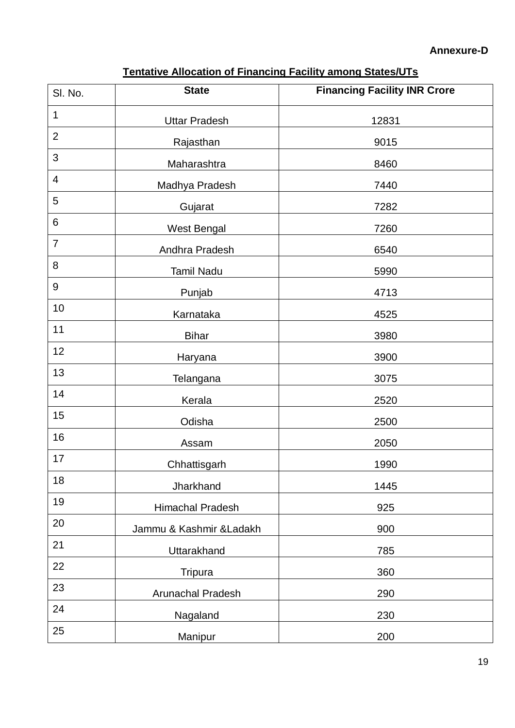**Annexure-D**

**Tentative Allocation of Financing Facility among States/UTs**

| Sl. No. | State | Financing Facility INR Crore |
|---|---|---|
| 1 | Uttar Pradesh | 12831 |
| 2 | Rajasthan | 9015 |
| 3 | Maharashtra | 8460 |
| 4 | Madhya Pradesh | 7440 |
| 5 | Gujarat | 7282 |
| 6 | West Bengal | 7260 |
| 7 | Andhra Pradesh | 6540 |
| 8 | Tamil Nadu | 5990 |
| 9 | Punjab | 4713 |
| 10 | Karnataka | 4525 |
| 11 | Bihar | 3980 |
| 12 | Haryana | 3900 |
| 13 | Telangana | 3075 |
| 14 | Kerala | 2520 |
| 15 | Odisha | 2500 |
| 16 | Assam | 2050 |
| 17 | Chhattisgarh | 1990 |
| 18 | Jharkhand | 1445 |
| 19 | Himachal Pradesh | 925 |
| 20 | Jammu & Kashmir &Ladakh | 900 |
| 21 | Uttarakhand | 785 |
| 22 | Tripura | 360 |
| 23 | Arunachal Pradesh | 290 |
| 24 | Nagaland | 230 |
| 25 | Manipur | 200 |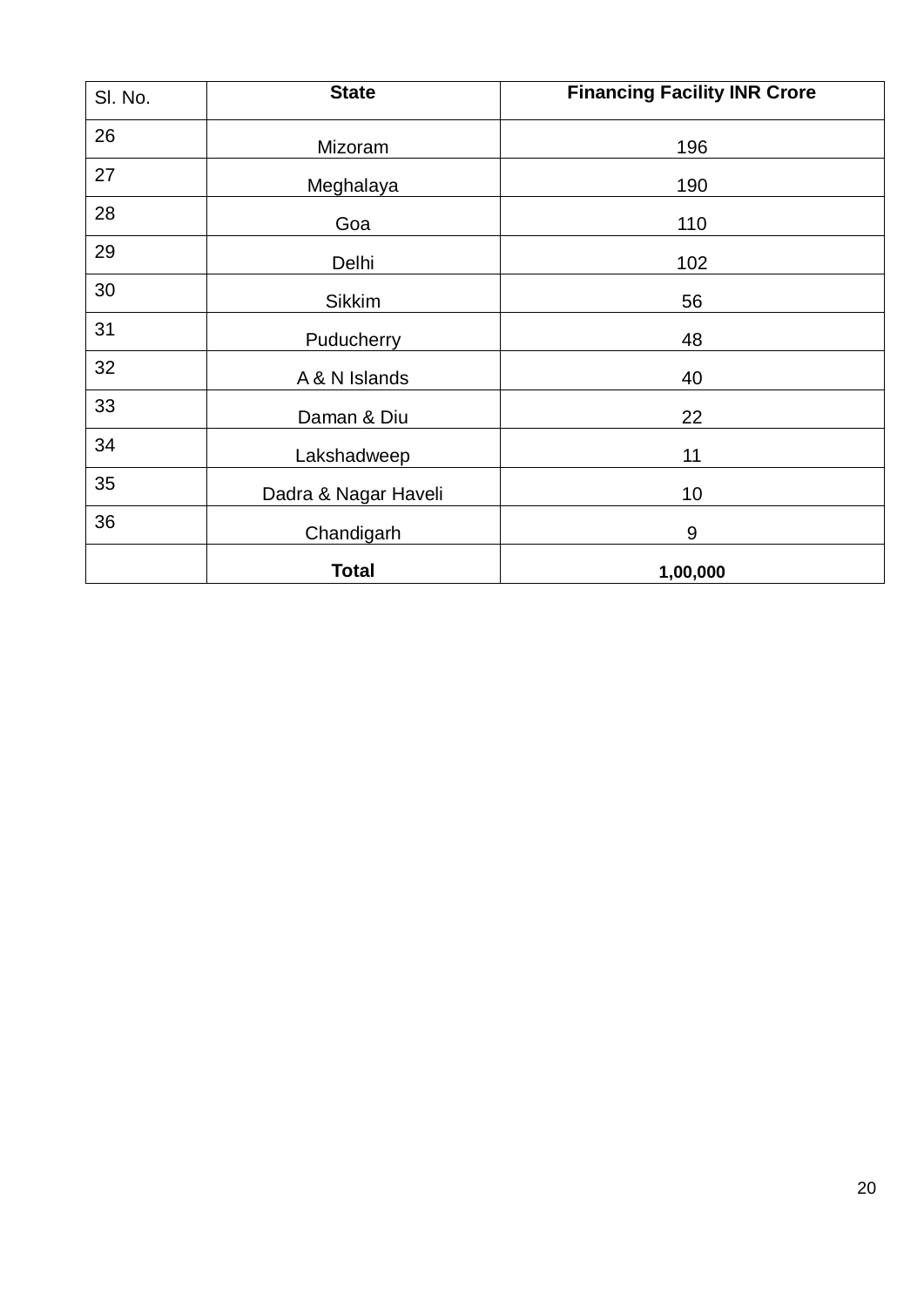| Sl. No. | State | Financing Facility INR Crore |
|---|---|---|
| 26 | Mizoram | 196 |
| 27 | Meghalaya | 190 |
| 28 | Goa | 110 |
| 29 | Delhi | 102 |
| 30 | Sikkim | 56 |
| 31 | Puducherry | 48 |
| 32 | A & N Islands | 40 |
| 33 | Daman & Diu | 22 |
| 34 | Lakshadweep | 11 |
| 35 | Dadra & Nagar Haveli | 10 |
| 36 | Chandigarh | 9 |
| | **Total** | **1,00,000** |